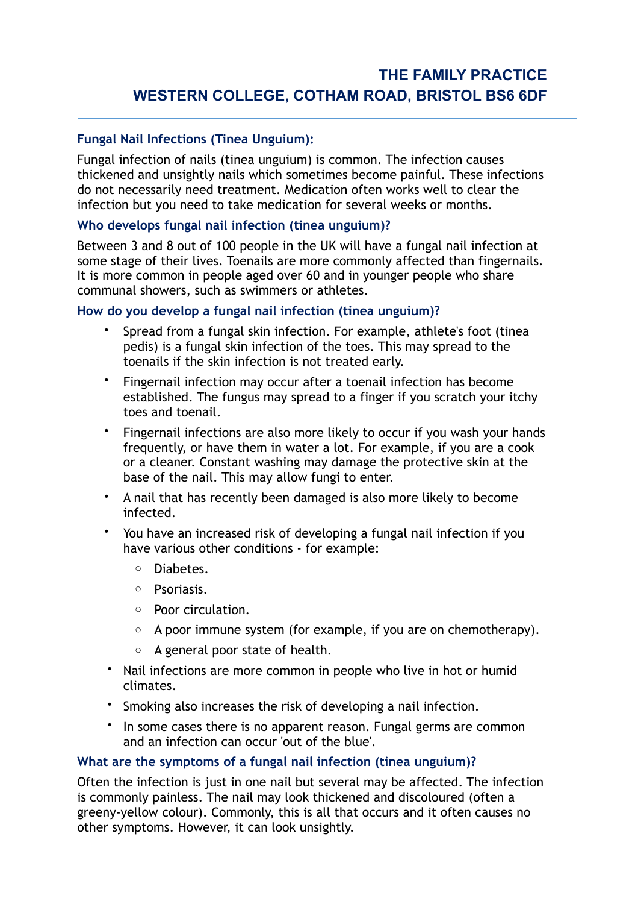# THE FAMILY PRACTICE
# WESTERN COLLEGE, COTHAM ROAD, BRISTOL BS6 6DF

## Fungal Nail Infections (Tinea Unguium):

Fungal infection of nails (tinea unguium) is common. The infection causes thickened and unsightly nails which sometimes become painful. These infections do not necessarily need treatment. Medication often works well to clear the infection but you need to take medication for several weeks or months.

### Who develops fungal nail infection (tinea unguium)?

Between 3 and 8 out of 100 people in the UK will have a fungal nail infection at some stage of their lives. Toenails are more commonly affected than fingernails. It is more common in people aged over 60 and in younger people who share communal showers, such as swimmers or athletes.

### How do you develop a fungal nail infection (tinea unguium)?

- Spread from a fungal skin infection. For example, athlete's foot (tinea pedis) is a fungal skin infection of the toes. This may spread to the toenails if the skin infection is not treated early.
- Fingernail infection may occur after a toenail infection has become established. The fungus may spread to a finger if you scratch your itchy toes and toenail.
- Fingernail infections are also more likely to occur if you wash your hands frequently, or have them in water a lot. For example, if you are a cook or a cleaner. Constant washing may damage the protective skin at the base of the nail. This may allow fungi to enter.
- A nail that has recently been damaged is also more likely to become infected.
- You have an increased risk of developing a fungal nail infection if you have various other conditions - for example:
  - Diabetes.
  - Psoriasis.
  - Poor circulation.
  - A poor immune system (for example, if you are on chemotherapy).
  - A general poor state of health.
- Nail infections are more common in people who live in hot or humid climates.
- Smoking also increases the risk of developing a nail infection.
- In some cases there is no apparent reason. Fungal germs are common and an infection can occur 'out of the blue'.

### What are the symptoms of a fungal nail infection (tinea unguium)?

Often the infection is just in one nail but several may be affected. The infection is commonly painless. The nail may look thickened and discoloured (often a greeny-yellow colour). Commonly, this is all that occurs and it often causes no other symptoms. However, it can look unsightly.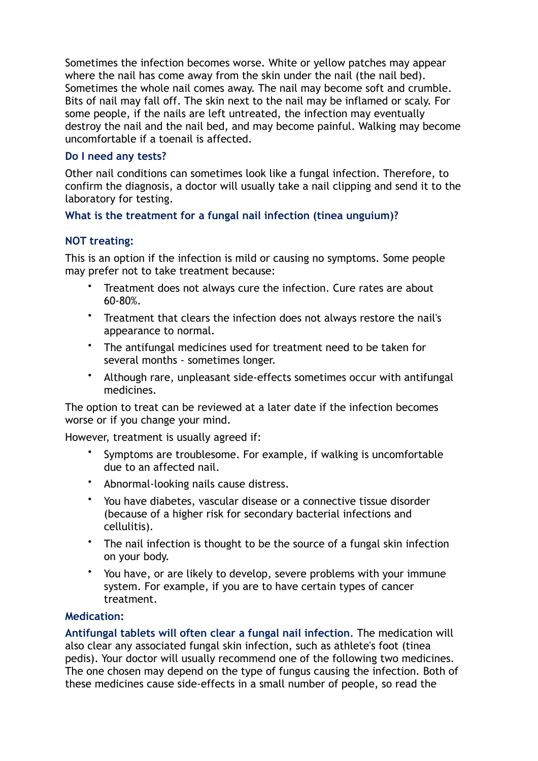Sometimes the infection becomes worse. White or yellow patches may appear where the nail has come away from the skin under the nail (the nail bed). Sometimes the whole nail comes away. The nail may become soft and crumble. Bits of nail may fall off. The skin next to the nail may be inflamed or scaly. For some people, if the nails are left untreated, the infection may eventually destroy the nail and the nail bed, and may become painful. Walking may become uncomfortable if a toenail is affected.

### Do I need any tests?

Other nail conditions can sometimes look like a fungal infection. Therefore, to confirm the diagnosis, a doctor will usually take a nail clipping and send it to the laboratory for testing.

### What is the treatment for a fungal nail infection (tinea unguium)?

#### NOT treating:

This is an option if the infection is mild or causing no symptoms. Some people may prefer not to take treatment because:

- Treatment does not always cure the infection. Cure rates are about 60-80%.
- Treatment that clears the infection does not always restore the nail's appearance to normal.
- The antifungal medicines used for treatment need to be taken for several months - sometimes longer.
- Although rare, unpleasant side-effects sometimes occur with antifungal medicines.

The option to treat can be reviewed at a later date if the infection becomes worse or if you change your mind.

However, treatment is usually agreed if:

- Symptoms are troublesome. For example, if walking is uncomfortable due to an affected nail.
- Abnormal-looking nails cause distress.
- You have diabetes, vascular disease or a connective tissue disorder (because of a higher risk for secondary bacterial infections and cellulitis).
- The nail infection is thought to be the source of a fungal skin infection on your body.
- You have, or are likely to develop, severe problems with your immune system. For example, if you are to have certain types of cancer treatment.

#### Medication:

**Antifungal tablets will often clear a fungal nail infection**. The medication will also clear any associated fungal skin infection, such as athlete's foot (tinea pedis). Your doctor will usually recommend one of the following two medicines. The one chosen may depend on the type of fungus causing the infection. Both of these medicines cause side-effects in a small number of people, so read the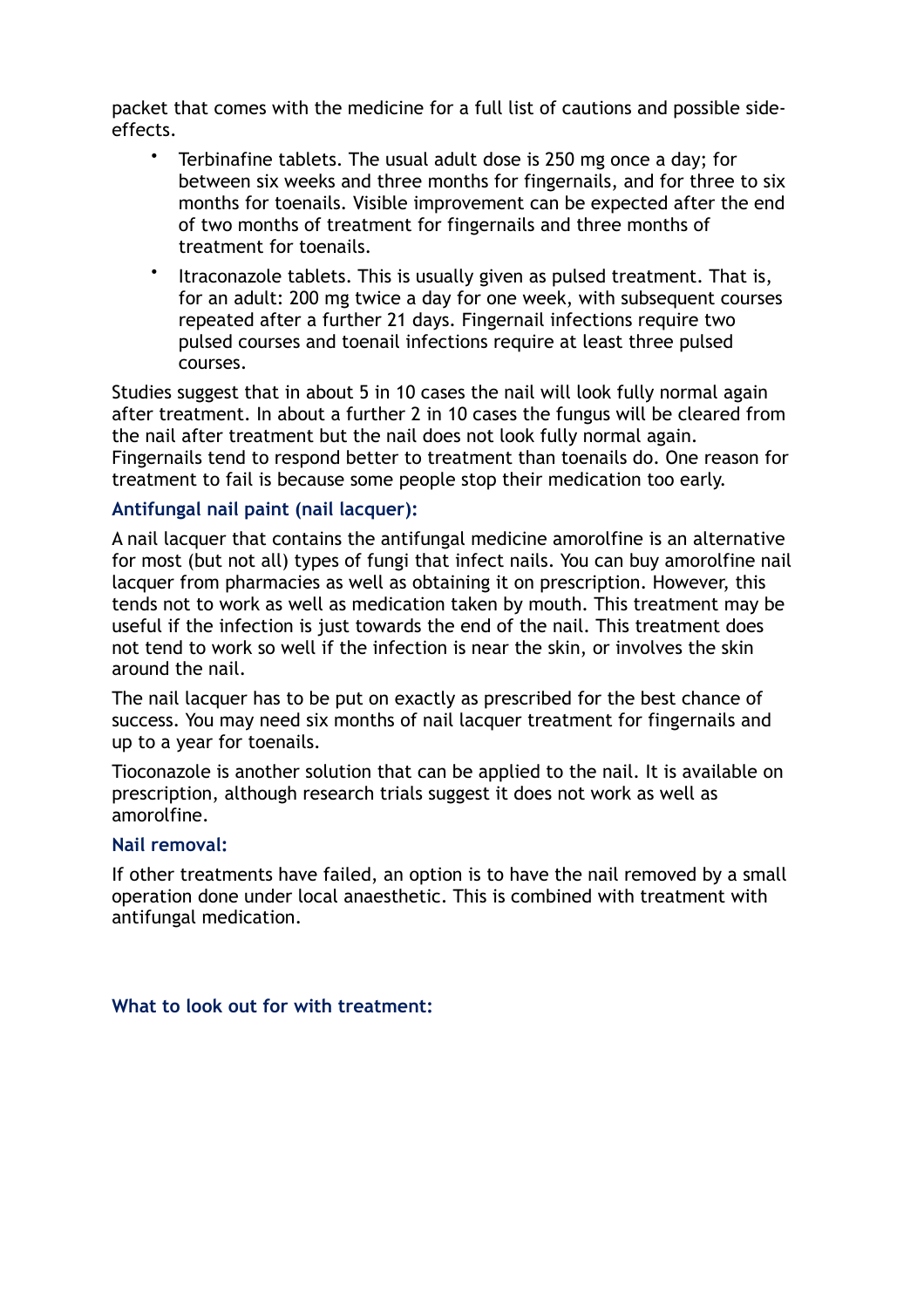packet that comes with the medicine for a full list of cautions and possible side-effects.

- Terbinafine tablets. The usual adult dose is 250 mg once a day; for between six weeks and three months for fingernails, and for three to six months for toenails. Visible improvement can be expected after the end of two months of treatment for fingernails and three months of treatment for toenails.
- Itraconazole tablets. This is usually given as pulsed treatment. That is, for an adult: 200 mg twice a day for one week, with subsequent courses repeated after a further 21 days. Fingernail infections require two pulsed courses and toenail infections require at least three pulsed courses.

Studies suggest that in about 5 in 10 cases the nail will look fully normal again after treatment. In about a further 2 in 10 cases the fungus will be cleared from the nail after treatment but the nail does not look fully normal again. Fingernails tend to respond better to treatment than toenails do. One reason for treatment to fail is because some people stop their medication too early.

### Antifungal nail paint (nail lacquer):

A nail lacquer that contains the antifungal medicine amorolfine is an alternative for most (but not all) types of fungi that infect nails. You can buy amorolfine nail lacquer from pharmacies as well as obtaining it on prescription. However, this tends not to work as well as medication taken by mouth. This treatment may be useful if the infection is just towards the end of the nail. This treatment does not tend to work so well if the infection is near the skin, or involves the skin around the nail.

The nail lacquer has to be put on exactly as prescribed for the best chance of success. You may need six months of nail lacquer treatment for fingernails and up to a year for toenails.

Tioconazole is another solution that can be applied to the nail. It is available on prescription, although research trials suggest it does not work as well as amorolfine.

### Nail removal:

If other treatments have failed, an option is to have the nail removed by a small operation done under local anaesthetic. This is combined with treatment with antifungal medication.

### What to look out for with treatment: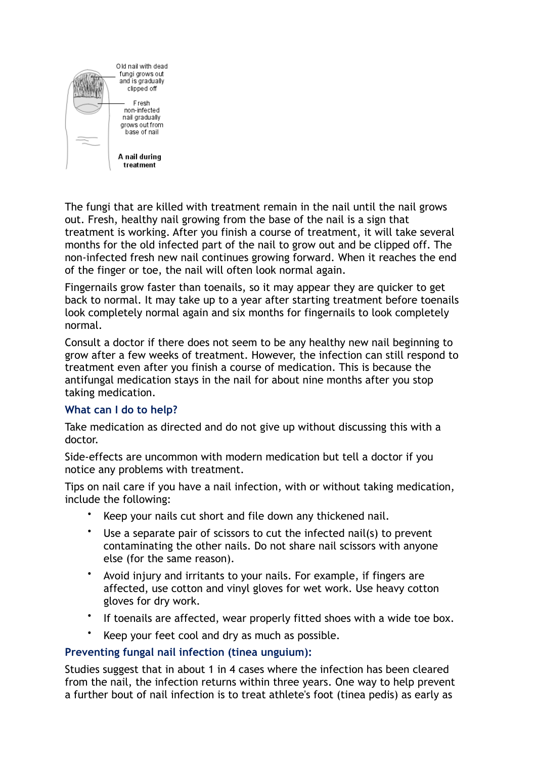Old nail with dead fungi grows out and is gradually clipped off

Fresh non-infected nail gradually grows out from base of nail

**A nail during treatment**

The fungi that are killed with treatment remain in the nail until the nail grows out. Fresh, healthy nail growing from the base of the nail is a sign that treatment is working. After you finish a course of treatment, it will take several months for the old infected part of the nail to grow out and be clipped off. The non-infected fresh new nail continues growing forward. When it reaches the end of the finger or toe, the nail will often look normal again.

Fingernails grow faster than toenails, so it may appear they are quicker to get back to normal. It may take up to a year after starting treatment before toenails look completely normal again and six months for fingernails to look completely normal.

Consult a doctor if there does not seem to be any healthy new nail beginning to grow after a few weeks of treatment. However, the infection can still respond to treatment even after you finish a course of medication. This is because the antifungal medication stays in the nail for about nine months after you stop taking medication.

### What can I do to help?

Take medication as directed and do not give up without discussing this with a doctor.

Side-effects are uncommon with modern medication but tell a doctor if you notice any problems with treatment.

Tips on nail care if you have a nail infection, with or without taking medication, include the following:

- Keep your nails cut short and file down any thickened nail.
- Use a separate pair of scissors to cut the infected nail(s) to prevent contaminating the other nails. Do not share nail scissors with anyone else (for the same reason).
- Avoid injury and irritants to your nails. For example, if fingers are affected, use cotton and vinyl gloves for wet work. Use heavy cotton gloves for dry work.
- If toenails are affected, wear properly fitted shoes with a wide toe box.
- Keep your feet cool and dry as much as possible.

### Preventing fungal nail infection (tinea unguium):

Studies suggest that in about 1 in 4 cases where the infection has been cleared from the nail, the infection returns within three years. One way to help prevent a further bout of nail infection is to treat athlete's foot (tinea pedis) as early as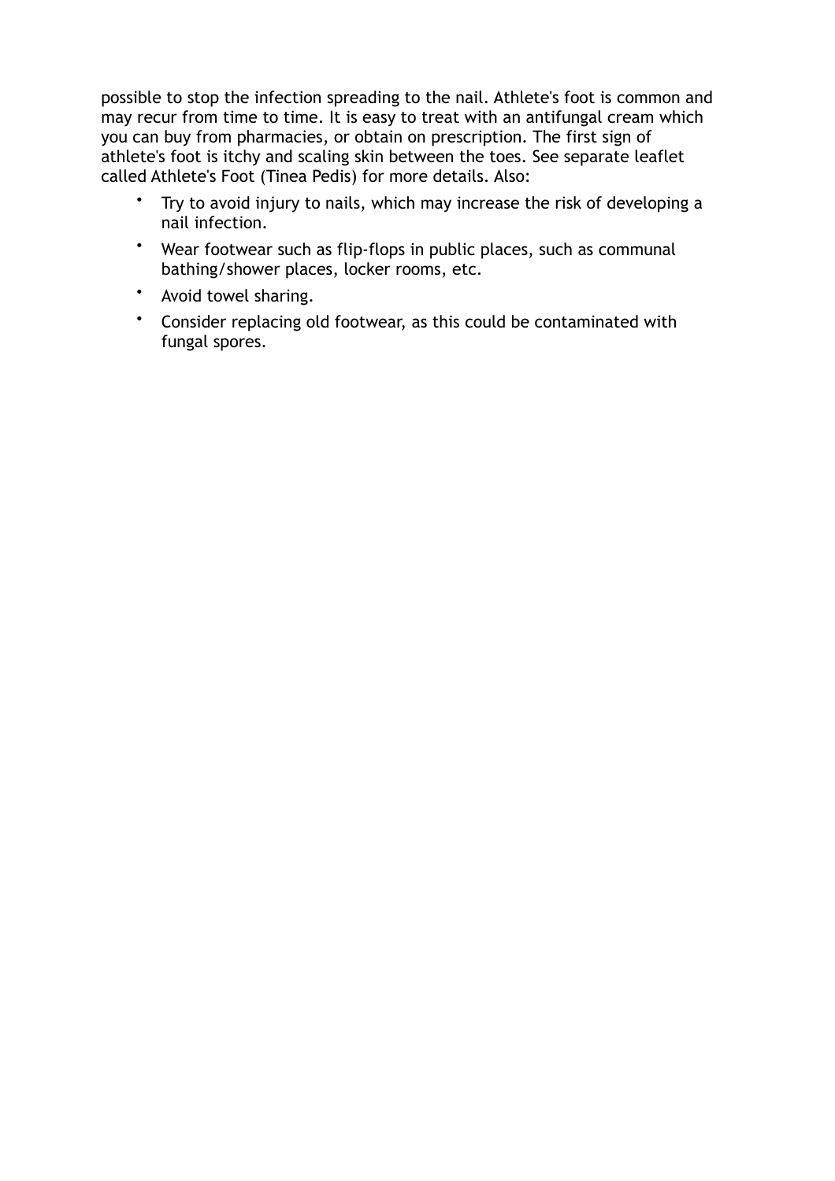possible to stop the infection spreading to the nail. Athlete's foot is common and may recur from time to time. It is easy to treat with an antifungal cream which you can buy from pharmacies, or obtain on prescription. The first sign of athlete's foot is itchy and scaling skin between the toes. See separate leaflet called Athlete's Foot (Tinea Pedis) for more details. Also:

- Try to avoid injury to nails, which may increase the risk of developing a nail infection.
- Wear footwear such as flip-flops in public places, such as communal bathing/shower places, locker rooms, etc.
- Avoid towel sharing.
- Consider replacing old footwear, as this could be contaminated with fungal spores.